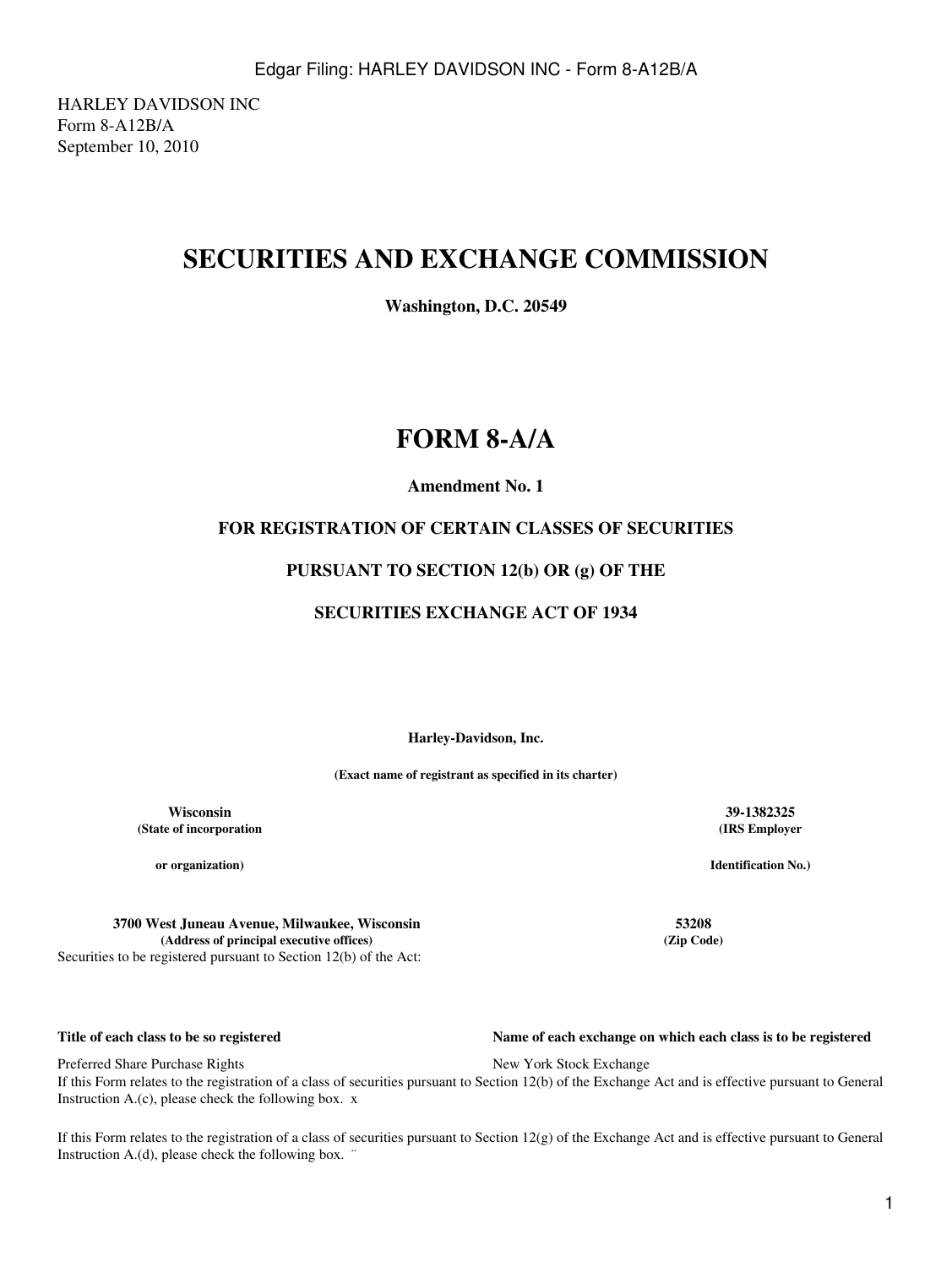HARLEY DAVIDSON INC
Form 8-A12B/A
September 10, 2010

# SECURITIES AND EXCHANGE COMMISSION

**Washington, D.C. 20549**

# FORM 8-A/A

**Amendment No. 1**

**FOR REGISTRATION OF CERTAIN CLASSES OF SECURITIES**

**PURSUANT TO SECTION 12(b) OR (g) OF THE**

**SECURITIES EXCHANGE ACT OF 1934**

**Harley-Davidson, Inc.**

**(Exact name of registrant as specified in its charter)**

| | |
|---|---|
| **Wisconsin** | **39-1382325** |
| **(State of incorporation or organization)** | **(IRS Employer Identification No.)** |
| **3700 West Juneau Avenue, Milwaukee, Wisconsin** | **53208** |
| **(Address of principal executive offices)** | **(Zip Code)** |

Securities to be registered pursuant to Section 12(b) of the Act:

| **Title of each class to be so registered** | **Name of each exchange on which each class is to be registered** |
|---|---|
| Preferred Share Purchase Rights | New York Stock Exchange |

If this Form relates to the registration of a class of securities pursuant to Section 12(b) of the Exchange Act and is effective pursuant to General Instruction A.(c), please check the following box. x

If this Form relates to the registration of a class of securities pursuant to Section 12(g) of the Exchange Act and is effective pursuant to General Instruction A.(d), please check the following box. ¨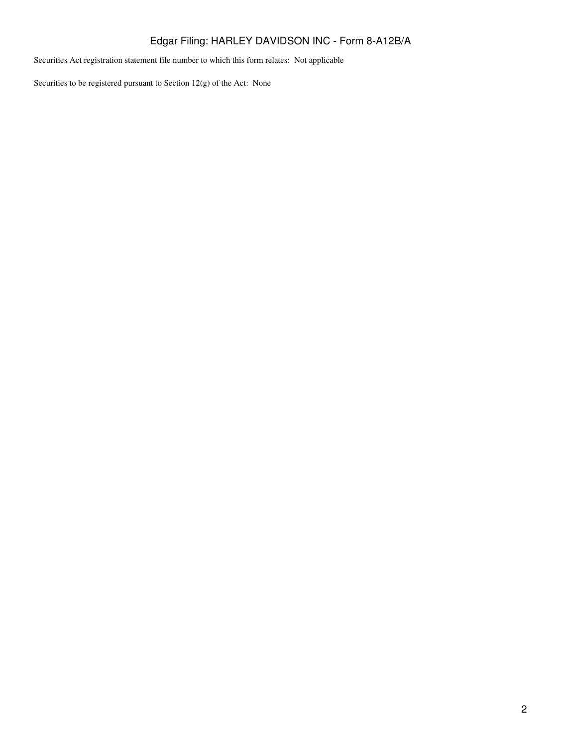Securities Act registration statement file number to which this form relates:  Not applicable

Securities to be registered pursuant to Section 12(g) of the Act:  None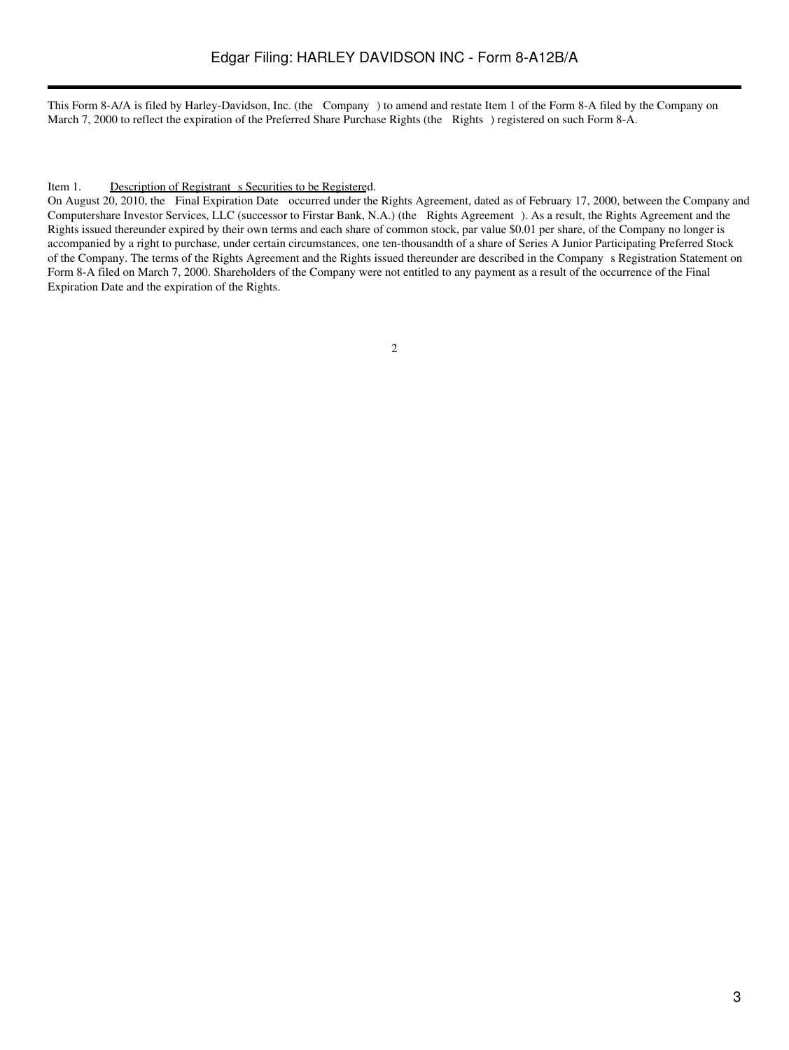This Form 8-A/A is filed by Harley-Davidson, Inc. (the Company ) to amend and restate Item 1 of the Form 8-A filed by the Company on March 7, 2000 to reflect the expiration of the Preferred Share Purchase Rights (the Rights ) registered on such Form 8-A.

Item 1. Description of Registrant s Securities to be Registered.

On August 20, 2010, the Final Expiration Date occurred under the Rights Agreement, dated as of February 17, 2000, between the Company and Computershare Investor Services, LLC (successor to Firstar Bank, N.A.) (the Rights Agreement ). As a result, the Rights Agreement and the Rights issued thereunder expired by their own terms and each share of common stock, par value $0.01 per share, of the Company no longer is accompanied by a right to purchase, under certain circumstances, one ten-thousandth of a share of Series A Junior Participating Preferred Stock of the Company. The terms of the Rights Agreement and the Rights issued thereunder are described in the Company s Registration Statement on Form 8-A filed on March 7, 2000. Shareholders of the Company were not entitled to any payment as a result of the occurrence of the Final Expiration Date and the expiration of the Rights.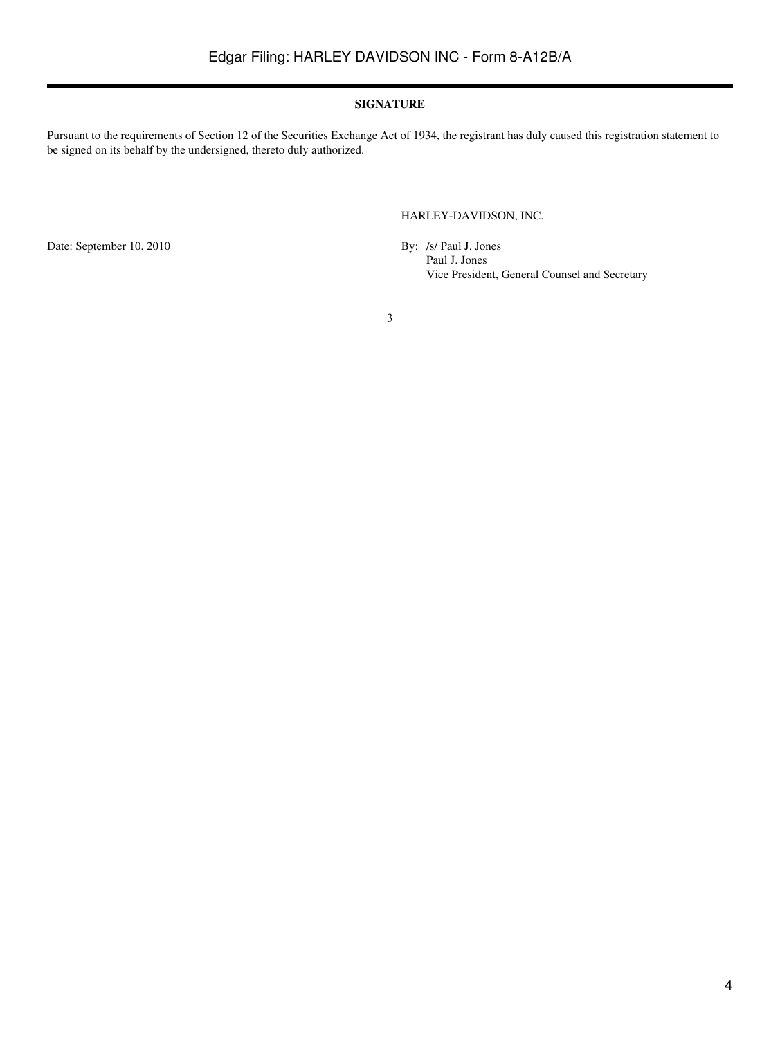**SIGNATURE**

Pursuant to the requirements of Section 12 of the Securities Exchange Act of 1934, the registrant has duly caused this registration statement to be signed on its behalf by the undersigned, thereto duly authorized.

HARLEY-DAVIDSON, INC.

Date: September 10, 2010

By: /s/ Paul J. Jones
Paul J. Jones
Vice President, General Counsel and Secretary